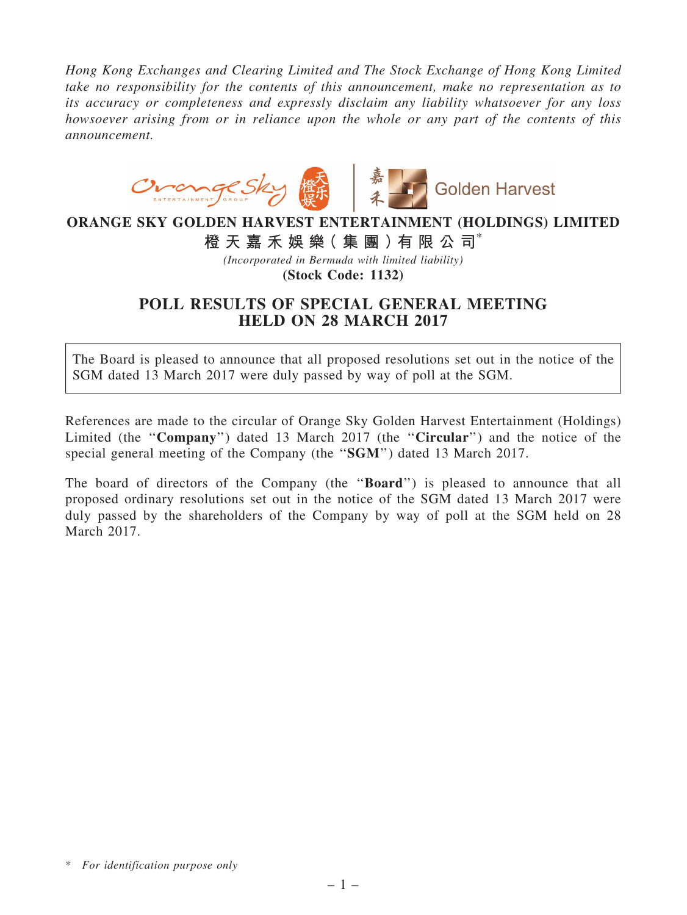*Hong Kong Exchanges and Clearing Limited and The Stock Exchange of Hong Kong Limited take no responsibility for the contents of this announcement, make no representation as to its accuracy or completeness and expressly disclaim any liability whatsoever for any loss howsoever arising from or in reliance upon the whole or any part of the contents of this announcement.*

**ORANGE SKY GOLDEN HARVEST ENTERTAINMENT (HOLDINGS) LIMITED**

**橙天嘉禾娛樂(集團)有限公司***

*(Incorporated in Bermuda with limited liability)*

**(Stock Code: 1132)**

# POLL RESULTS OF SPECIAL GENERAL MEETING HELD ON 28 MARCH 2017

The Board is pleased to announce that all proposed resolutions set out in the notice of the SGM dated 13 March 2017 were duly passed by way of poll at the SGM.

References are made to the circular of Orange Sky Golden Harvest Entertainment (Holdings) Limited (the "**Company**") dated 13 March 2017 (the "**Circular**") and the notice of the special general meeting of the Company (the "**SGM**") dated 13 March 2017.

The board of directors of the Company (the "**Board**") is pleased to announce that all proposed ordinary resolutions set out in the notice of the SGM dated 13 March 2017 were duly passed by the shareholders of the Company by way of poll at the SGM held on 28 March 2017.

\* *For identification purpose only*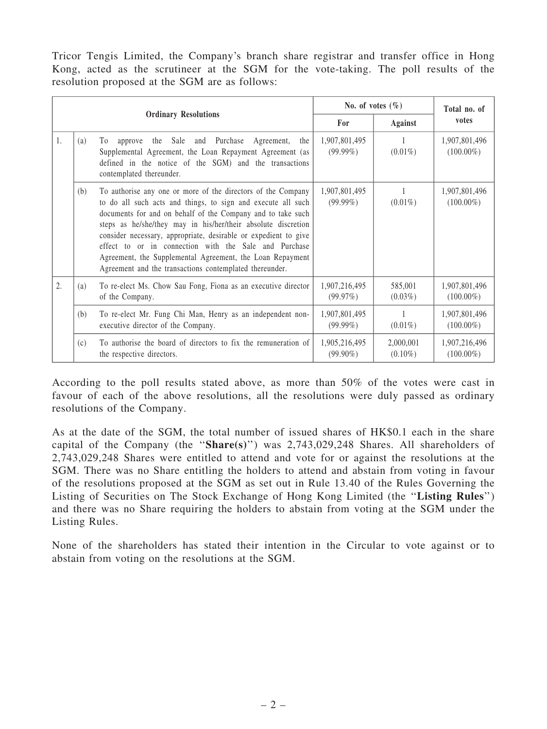Tricor Tengis Limited, the Company's branch share registrar and transfer office in Hong Kong, acted as the scrutineer at the SGM for the vote-taking. The poll results of the resolution proposed at the SGM are as follows:

| Ordinary Resolutions | | | No. of votes (%) | | Total no. of votes |
|---|---|---|---|---|---|
| | | | For | Against | |
| 1. | (a) | To approve the Sale and Purchase Agreement, the Supplemental Agreement, the Loan Repayment Agreement (as defined in the notice of the SGM) and the transactions contemplated thereunder. | 1,907,801,495 (99.99%) | 1 (0.01%) | 1,907,801,496 (100.00%) |
| | (b) | To authorise any one or more of the directors of the Company to do all such acts and things, to sign and execute all such documents for and on behalf of the Company and to take such steps as he/she/they may in his/her/their absolute discretion consider necessary, appropriate, desirable or expedient to give effect to or in connection with the Sale and Purchase Agreement, the Supplemental Agreement, the Loan Repayment Agreement and the transactions contemplated thereunder. | 1,907,801,495 (99.99%) | 1 (0.01%) | 1,907,801,496 (100.00%) |
| 2. | (a) | To re-elect Ms. Chow Sau Fong, Fiona as an executive director of the Company. | 1,907,216,495 (99.97%) | 585,001 (0.03%) | 1,907,801,496 (100.00%) |
| | (b) | To re-elect Mr. Fung Chi Man, Henry as an independent non-executive director of the Company. | 1,907,801,495 (99.99%) | 1 (0.01%) | 1,907,801,496 (100.00%) |
| | (c) | To authorise the board of directors to fix the remuneration of the respective directors. | 1,905,216,495 (99.90%) | 2,000,001 (0.10%) | 1,907,216,496 (100.00%) |

According to the poll results stated above, as more than 50% of the votes were cast in favour of each of the above resolutions, all the resolutions were duly passed as ordinary resolutions of the Company.

As at the date of the SGM, the total number of issued shares of HK$0.1 each in the share capital of the Company (the "**Share(s)**") was 2,743,029,248 Shares. All shareholders of 2,743,029,248 Shares were entitled to attend and vote for or against the resolutions at the SGM. There was no Share entitling the holders to attend and abstain from voting in favour of the resolutions proposed at the SGM as set out in Rule 13.40 of the Rules Governing the Listing of Securities on The Stock Exchange of Hong Kong Limited (the "**Listing Rules**") and there was no Share requiring the holders to abstain from voting at the SGM under the Listing Rules.

None of the shareholders has stated their intention in the Circular to vote against or to abstain from voting on the resolutions at the SGM.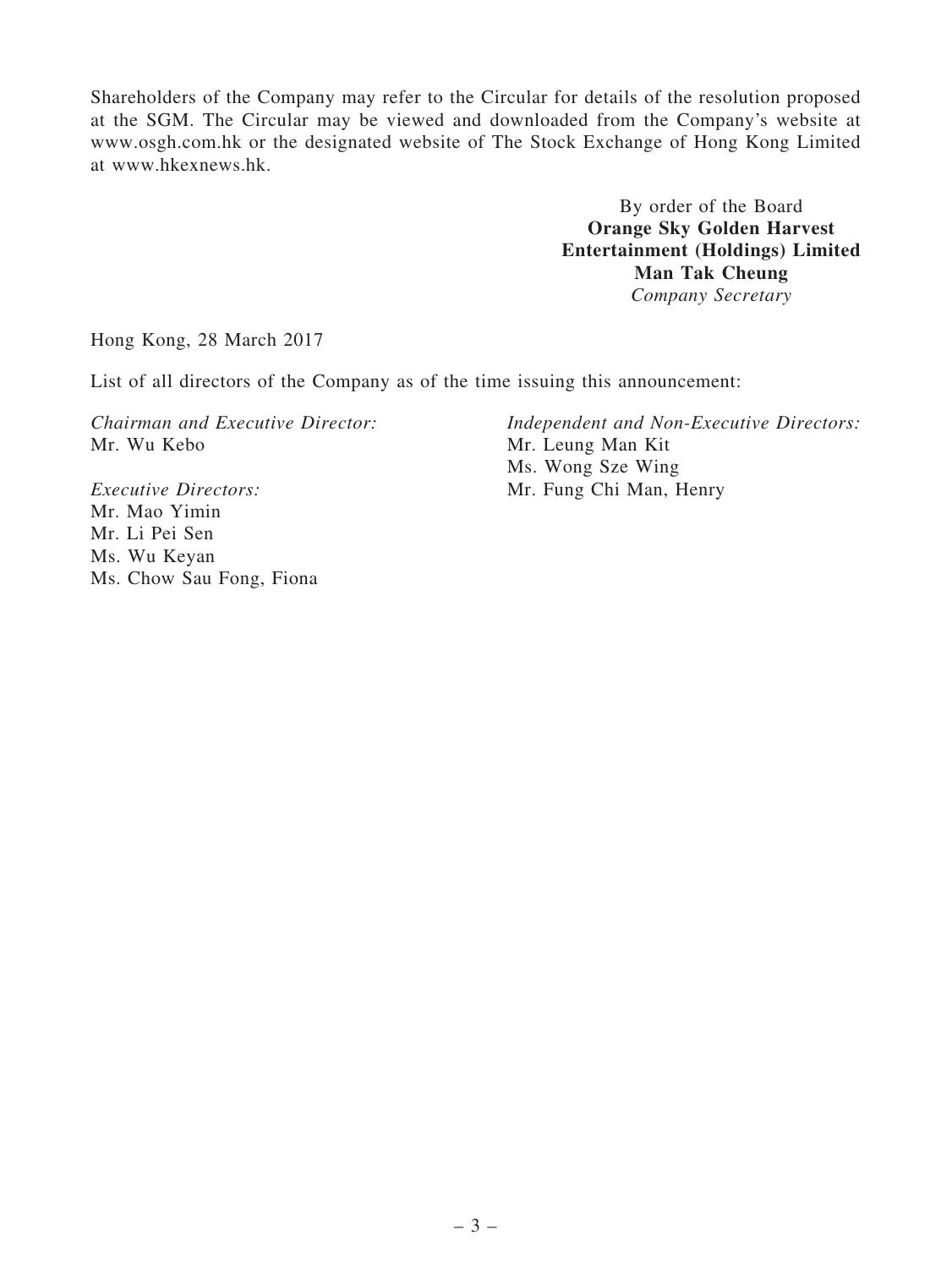Shareholders of the Company may refer to the Circular for details of the resolution proposed at the SGM. The Circular may be viewed and downloaded from the Company's website at www.osgh.com.hk or the designated website of The Stock Exchange of Hong Kong Limited at www.hkexnews.hk.

By order of the Board
**Orange Sky Golden Harvest Entertainment (Holdings) Limited**
**Man Tak Cheung**
*Company Secretary*

Hong Kong, 28 March 2017

List of all directors of the Company as of the time issuing this announcement:

*Chairman and Executive Director:*
Mr. Wu Kebo

*Executive Directors:*
Mr. Mao Yimin
Mr. Li Pei Sen
Ms. Wu Keyan
Ms. Chow Sau Fong, Fiona

*Independent and Non-Executive Directors:*
Mr. Leung Man Kit
Ms. Wong Sze Wing
Mr. Fung Chi Man, Henry